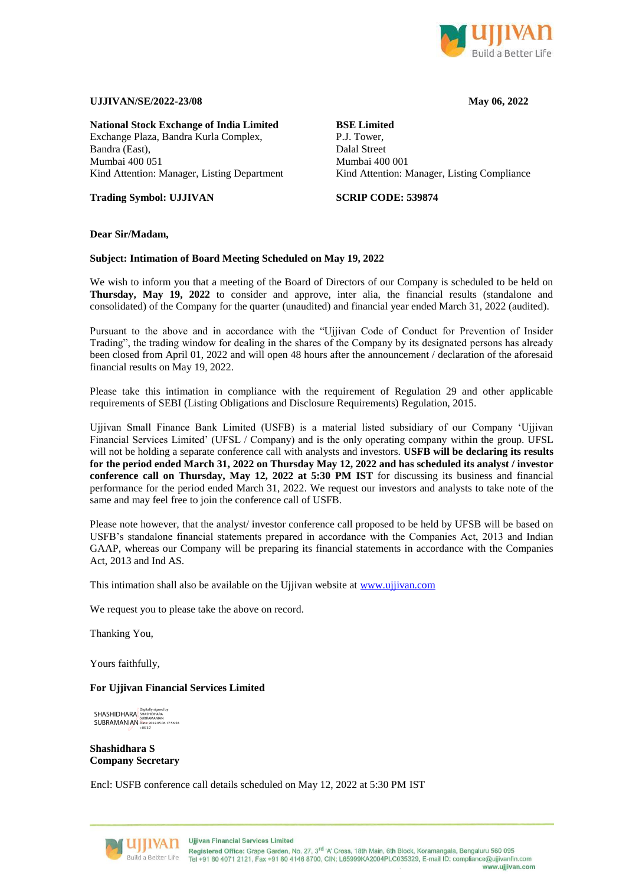**UJJIVAN/SE/2022-23/08** **May 06, 2022**

| **National Stock Exchange of India Limited** | **BSE Limited** |
|---|---|
| Exchange Plaza, Bandra Kurla Complex, | P.J. Tower, |
| Bandra (East), | Dalal Street |
| Mumbai 400 051 | Mumbai 400 001 |
| Kind Attention: Manager, Listing Department | Kind Attention: Manager, Listing Compliance |
| **Trading Symbol: UJJIVAN** | **SCRIP CODE: 539874** |

**Dear Sir/Madam,**

**Subject: Intimation of Board Meeting Scheduled on May 19, 2022**

We wish to inform you that a meeting of the Board of Directors of our Company is scheduled to be held on **Thursday, May 19, 2022** to consider and approve, inter alia, the financial results (standalone and consolidated) of the Company for the quarter (unaudited) and financial year ended March 31, 2022 (audited).

Pursuant to the above and in accordance with the "Ujjivan Code of Conduct for Prevention of Insider Trading", the trading window for dealing in the shares of the Company by its designated persons has already been closed from April 01, 2022 and will open 48 hours after the announcement / declaration of the aforesaid financial results on May 19, 2022.

Please take this intimation in compliance with the requirement of Regulation 29 and other applicable requirements of SEBI (Listing Obligations and Disclosure Requirements) Regulation, 2015.

Ujjivan Small Finance Bank Limited (USFB) is a material listed subsidiary of our Company 'Ujjivan Financial Services Limited' (UFSL / Company) and is the only operating company within the group. UFSL will not be holding a separate conference call with analysts and investors. **USFB will be declaring its results for the period ended March 31, 2022 on Thursday May 12, 2022 and has scheduled its analyst / investor conference call on Thursday, May 12, 2022 at 5:30 PM IST** for discussing its business and financial performance for the period ended March 31, 2022. We request our investors and analysts to take note of the same and may feel free to join the conference call of USFB.

Please note however, that the analyst/ investor conference call proposed to be held by UFSB will be based on USFB's standalone financial statements prepared in accordance with the Companies Act, 2013 and Indian GAAP, whereas our Company will be preparing its financial statements in accordance with the Companies Act, 2013 and Ind AS.

This intimation shall also be available on the Ujjivan website at www.ujjivan.com

We request you to please take the above on record.

Thanking You,

Yours faithfully,

**For Ujjivan Financial Services Limited**

SHASHIDHARA SUBRAMANIAN
Digitally signed by SHASHIDHARA SUBRAMANIAN Date: 2022.05.06 17:56:58 +05'30'

**Shashidhara S**
**Company Secretary**

Encl: USFB conference call details scheduled on May 12, 2022 at 5:30 PM IST

Ujjivan Financial Services Limited
**Registered Office:** Grape Garden, No. 27, 3rd 'A' Cross, 18th Main, 6th Block, Koramangala, Bengaluru 560 095
Tel +91 80 4071 2121, Fax +91 80 4146 8700, CIN: L65999KA2004PLC035329, E-mail ID: compliance@ujjivanfin.com
www.ujjivan.com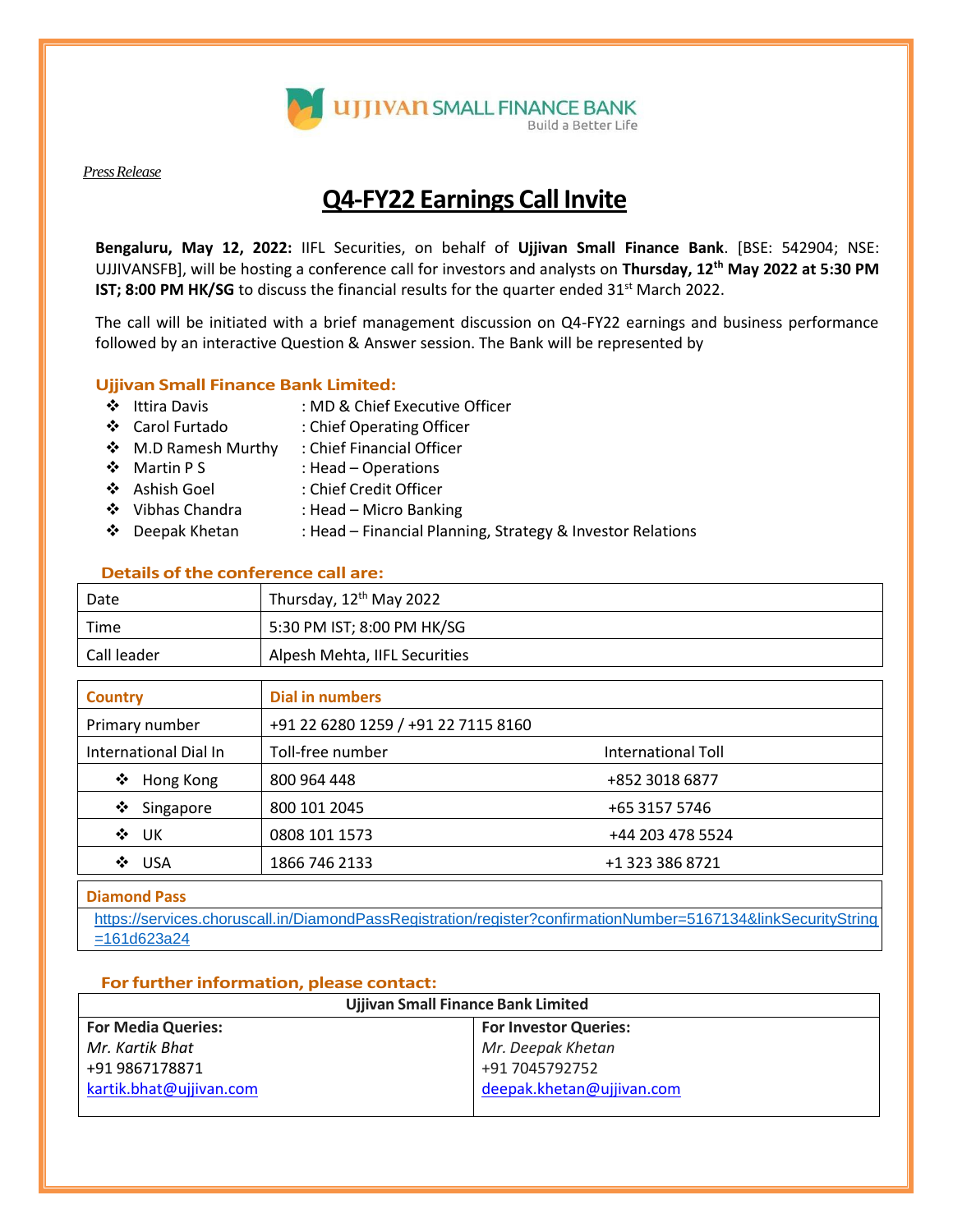UJJIVAN SMALL FINANCE BANK
Build a Better Life

*Press Release*

# Q4-FY22 Earnings Call Invite

**Bengaluru, May 12, 2022:** IIFL Securities, on behalf of **Ujjivan Small Finance Bank**. [BSE: 542904; NSE: UJJIVANSFB], will be hosting a conference call for investors and analysts on **Thursday, 12th May 2022 at 5:30 PM IST; 8:00 PM HK/SG** to discuss the financial results for the quarter ended 31st March 2022.

The call will be initiated with a brief management discussion on Q4-FY22 earnings and business performance followed by an interactive Question & Answer session. The Bank will be represented by

### Ujjivan Small Finance Bank Limited:

- Ittira Davis : MD & Chief Executive Officer
- Carol Furtado : Chief Operating Officer
- M.D Ramesh Murthy : Chief Financial Officer
- Martin P S : Head – Operations
- Ashish Goel : Chief Credit Officer
- Vibhas Chandra : Head – Micro Banking
- Deepak Khetan : Head – Financial Planning, Strategy & Investor Relations

### Details of the conference call are:

| | |
|---|---|
| Date | Thursday, 12th May 2022 |
| Time | 5:30 PM IST; 8:00 PM HK/SG |
| Call leader | Alpesh Mehta, IIFL Securities |

| Country | Dial in numbers | |
|---|---|---|
| Primary number | +91 22 6280 1259 / +91 22 7115 8160 | |
| International Dial In | Toll-free number | International Toll |
| Hong Kong | 800 964 448 | +852 3018 6877 |
| Singapore | 800 101 2045 | +65 3157 5746 |
| UK | 0808 101 1573 | +44 203 478 5524 |
| USA | 1866 746 2133 | +1 323 386 8721 |

**Diamond Pass**

https://services.choruscall.in/DiamondPassRegistration/register?confirmationNumber=5167134&linkSecurityString=161d623a24

### For further information, please contact:

| Ujjivan Small Finance Bank Limited | |
|---|---|
| **For Media Queries:** | **For Investor Queries:** |
| *Mr. Kartik Bhat* | *Mr. Deepak Khetan* |
| +91 9867178871 | +91 7045792752 |
| kartik.bhat@ujjivan.com | deepak.khetan@ujjivan.com |